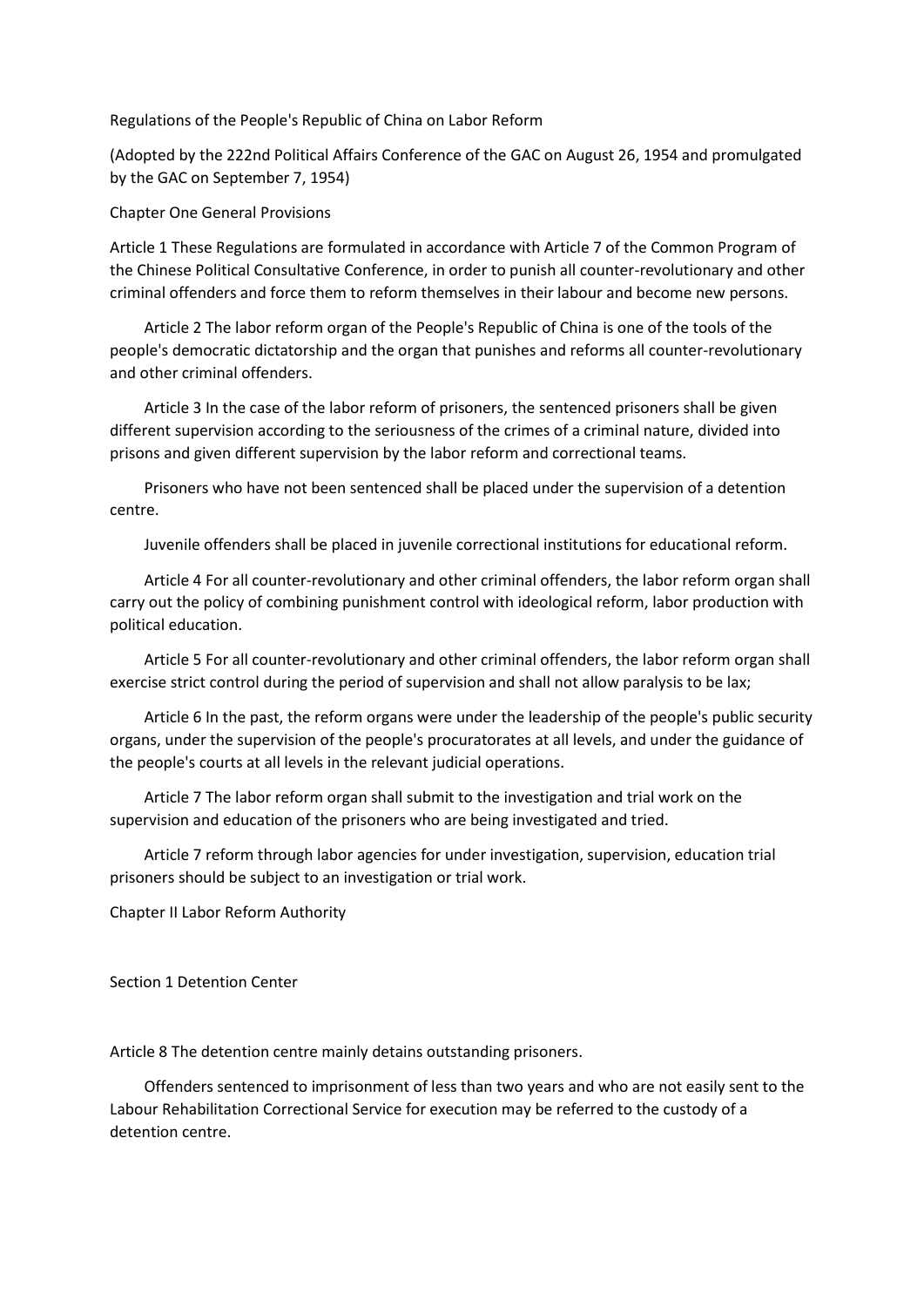Regulations of the People's Republic of China on Labor Reform

(Adopted by the 222nd Political Affairs Conference of the GAC on August 26, 1954 and promulgated by the GAC on September 7, 1954)

## Chapter One General Provisions

Article 1 These Regulations are formulated in accordance with Article 7 of the Common Program of the Chinese Political Consultative Conference, in order to punish all counter-revolutionary and other criminal offenders and force them to reform themselves in their labour and become new persons.

Article 2 The labor reform organ of the People's Republic of China is one of the tools of the people's democratic dictatorship and the organ that punishes and reforms all counter-revolutionary and other criminal offenders.

Article 3 In the case of the labor reform of prisoners, the sentenced prisoners shall be given different supervision according to the seriousness of the crimes of a criminal nature, divided into prisons and given different supervision by the labor reform and correctional teams.

Prisoners who have not been sentenced shall be placed under the supervision of a detention centre.

Juvenile offenders shall be placed in juvenile correctional institutions for educational reform.

Article 4 For all counter-revolutionary and other criminal offenders, the labor reform organ shall carry out the policy of combining punishment control with ideological reform, labor production with political education.

Article 5 For all counter-revolutionary and other criminal offenders, the labor reform organ shall exercise strict control during the period of supervision and shall not allow paralysis to be lax;

Article 6 In the past, the reform organs were under the leadership of the people's public security organs, under the supervision of the people's procuratorates at all levels, and under the guidance of the people's courts at all levels in the relevant judicial operations.

Article 7 The labor reform organ shall submit to the investigation and trial work on the supervision and education of the prisoners who are being investigated and tried.

Article 7 reform through labor agencies for under investigation, supervision, education trial prisoners should be subject to an investigation or trial work.

## Chapter II Labor Reform Authority

### Section 1 Detention Center

Article 8 The detention centre mainly detains outstanding prisoners.

Offenders sentenced to imprisonment of less than two years and who are not easily sent to the Labour Rehabilitation Correctional Service for execution may be referred to the custody of a detention centre.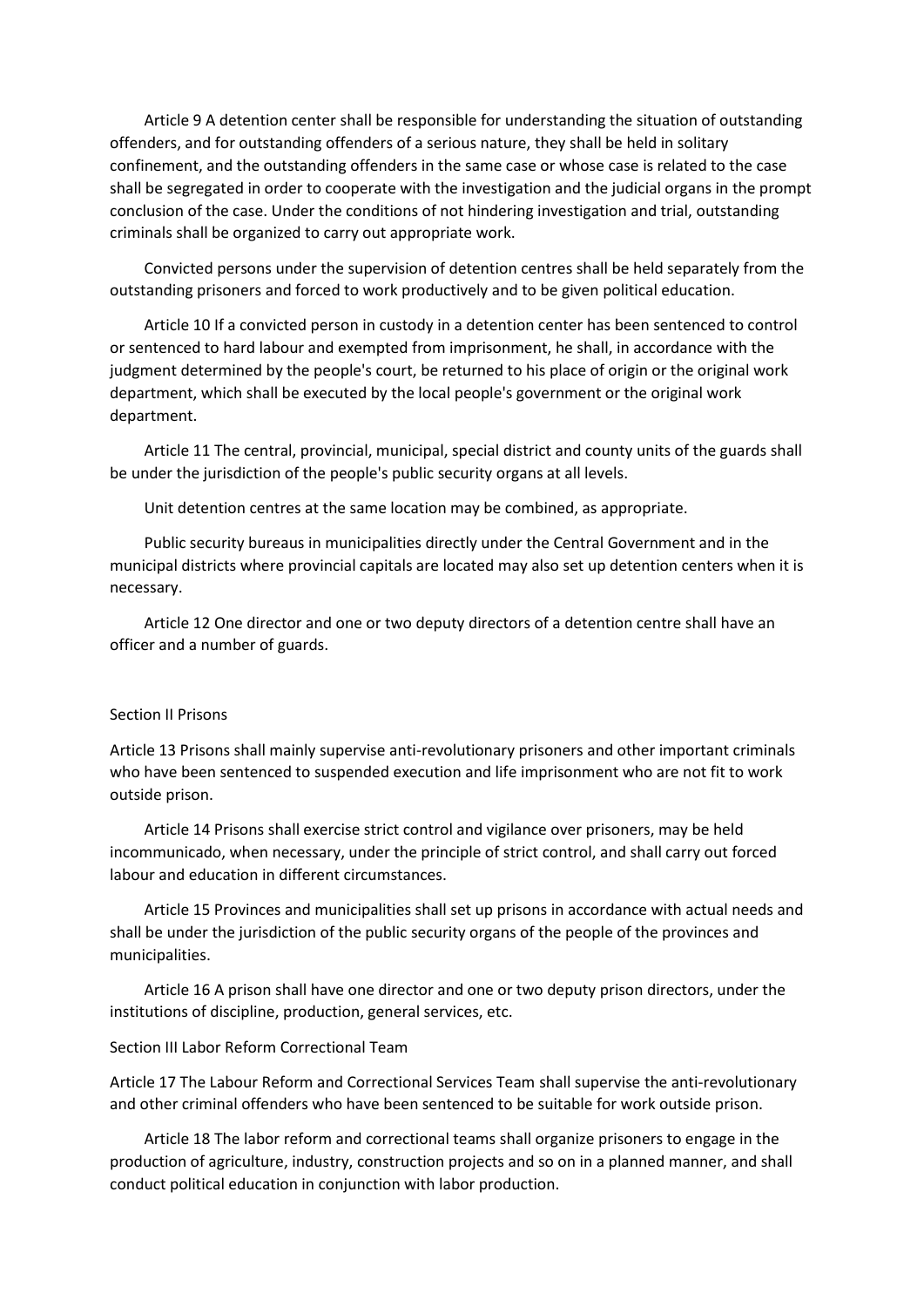Article 9 A detention center shall be responsible for understanding the situation of outstanding offenders, and for outstanding offenders of a serious nature, they shall be held in solitary confinement, and the outstanding offenders in the same case or whose case is related to the case shall be segregated in order to cooperate with the investigation and the judicial organs in the prompt conclusion of the case. Under the conditions of not hindering investigation and trial, outstanding criminals shall be organized to carry out appropriate work.

Convicted persons under the supervision of detention centres shall be held separately from the outstanding prisoners and forced to work productively and to be given political education.

Article 10 If a convicted person in custody in a detention center has been sentenced to control or sentenced to hard labour and exempted from imprisonment, he shall, in accordance with the judgment determined by the people's court, be returned to his place of origin or the original work department, which shall be executed by the local people's government or the original work department.

Article 11 The central, provincial, municipal, special district and county units of the guards shall be under the jurisdiction of the people's public security organs at all levels.

Unit detention centres at the same location may be combined, as appropriate.

Public security bureaus in municipalities directly under the Central Government and in the municipal districts where provincial capitals are located may also set up detention centers when it is necessary.

Article 12 One director and one or two deputy directors of a detention centre shall have an officer and a number of guards.

## Section II Prisons

Article 13 Prisons shall mainly supervise anti-revolutionary prisoners and other important criminals who have been sentenced to suspended execution and life imprisonment who are not fit to work outside prison.

Article 14 Prisons shall exercise strict control and vigilance over prisoners, may be held incommunicado, when necessary, under the principle of strict control, and shall carry out forced labour and education in different circumstances.

Article 15 Provinces and municipalities shall set up prisons in accordance with actual needs and shall be under the jurisdiction of the public security organs of the people of the provinces and municipalities.

Article 16 A prison shall have one director and one or two deputy prison directors, under the institutions of discipline, production, general services, etc.

## Section III Labor Reform Correctional Team

Article 17 The Labour Reform and Correctional Services Team shall supervise the anti-revolutionary and other criminal offenders who have been sentenced to be suitable for work outside prison.

Article 18 The labor reform and correctional teams shall organize prisoners to engage in the production of agriculture, industry, construction projects and so on in a planned manner, and shall conduct political education in conjunction with labor production.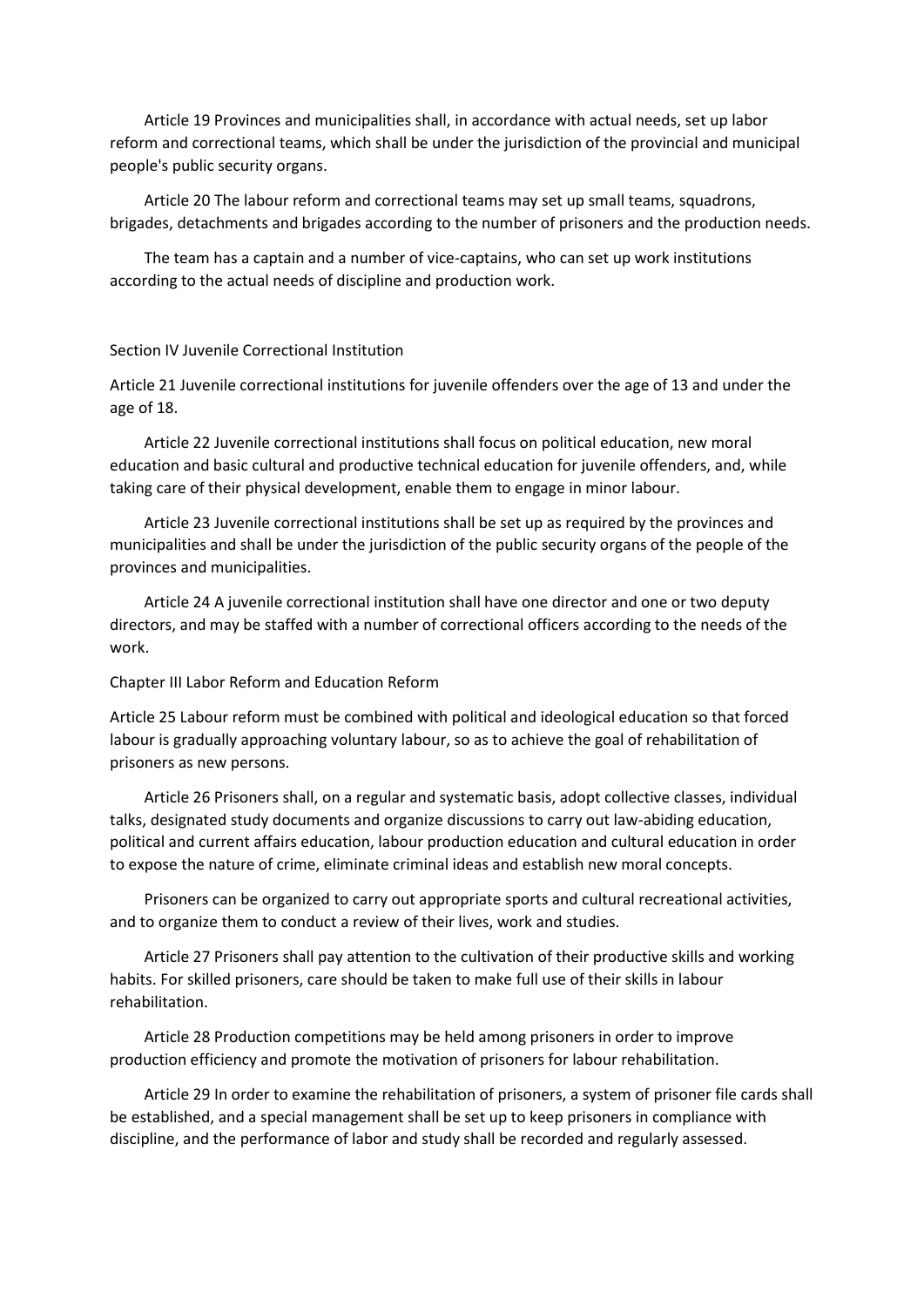Article 19 Provinces and municipalities shall, in accordance with actual needs, set up labor reform and correctional teams, which shall be under the jurisdiction of the provincial and municipal people's public security organs.

Article 20 The labour reform and correctional teams may set up small teams, squadrons, brigades, detachments and brigades according to the number of prisoners and the production needs.

The team has a captain and a number of vice-captains, who can set up work institutions according to the actual needs of discipline and production work.

## Section IV Juvenile Correctional Institution

Article 21 Juvenile correctional institutions for juvenile offenders over the age of 13 and under the age of 18.

Article 22 Juvenile correctional institutions shall focus on political education, new moral education and basic cultural and productive technical education for juvenile offenders, and, while taking care of their physical development, enable them to engage in minor labour.

Article 23 Juvenile correctional institutions shall be set up as required by the provinces and municipalities and shall be under the jurisdiction of the public security organs of the people of the provinces and municipalities.

Article 24 A juvenile correctional institution shall have one director and one or two deputy directors, and may be staffed with a number of correctional officers according to the needs of the work.

## Chapter III Labor Reform and Education Reform

Article 25 Labour reform must be combined with political and ideological education so that forced labour is gradually approaching voluntary labour, so as to achieve the goal of rehabilitation of prisoners as new persons.

Article 26 Prisoners shall, on a regular and systematic basis, adopt collective classes, individual talks, designated study documents and organize discussions to carry out law-abiding education, political and current affairs education, labour production education and cultural education in order to expose the nature of crime, eliminate criminal ideas and establish new moral concepts.

Prisoners can be organized to carry out appropriate sports and cultural recreational activities, and to organize them to conduct a review of their lives, work and studies.

Article 27 Prisoners shall pay attention to the cultivation of their productive skills and working habits. For skilled prisoners, care should be taken to make full use of their skills in labour rehabilitation.

Article 28 Production competitions may be held among prisoners in order to improve production efficiency and promote the motivation of prisoners for labour rehabilitation.

Article 29 In order to examine the rehabilitation of prisoners, a system of prisoner file cards shall be established, and a special management shall be set up to keep prisoners in compliance with discipline, and the performance of labor and study shall be recorded and regularly assessed.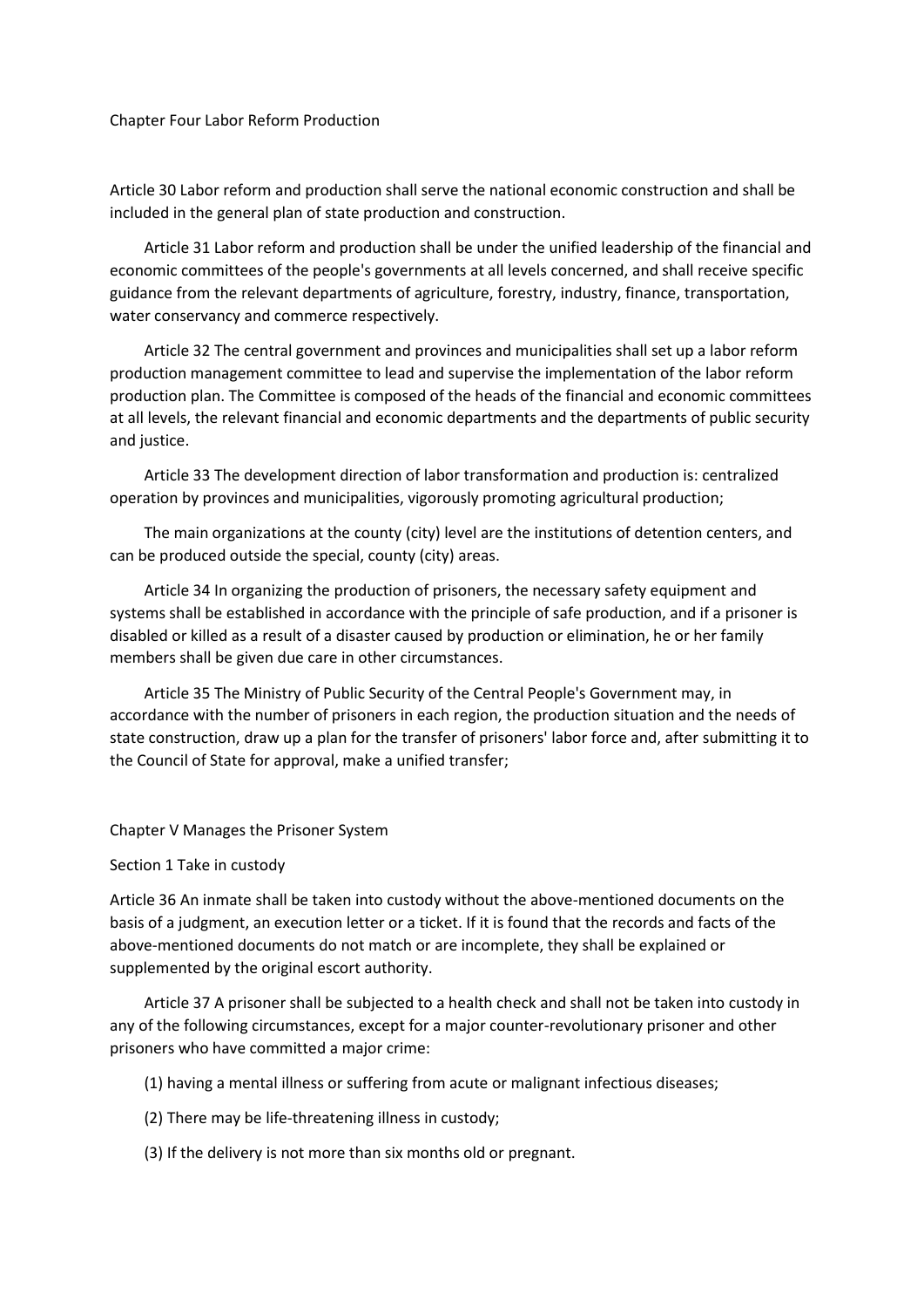## Chapter Four Labor Reform Production

Article 30 Labor reform and production shall serve the national economic construction and shall be included in the general plan of state production and construction.

Article 31 Labor reform and production shall be under the unified leadership of the financial and economic committees of the people's governments at all levels concerned, and shall receive specific guidance from the relevant departments of agriculture, forestry, industry, finance, transportation, water conservancy and commerce respectively.

Article 32 The central government and provinces and municipalities shall set up a labor reform production management committee to lead and supervise the implementation of the labor reform production plan. The Committee is composed of the heads of the financial and economic committees at all levels, the relevant financial and economic departments and the departments of public security and justice.

Article 33 The development direction of labor transformation and production is: centralized operation by provinces and municipalities, vigorously promoting agricultural production;

The main organizations at the county (city) level are the institutions of detention centers, and can be produced outside the special, county (city) areas.

Article 34 In organizing the production of prisoners, the necessary safety equipment and systems shall be established in accordance with the principle of safe production, and if a prisoner is disabled or killed as a result of a disaster caused by production or elimination, he or her family members shall be given due care in other circumstances.

Article 35 The Ministry of Public Security of the Central People's Government may, in accordance with the number of prisoners in each region, the production situation and the needs of state construction, draw up a plan for the transfer of prisoners' labor force and, after submitting it to the Council of State for approval, make a unified transfer;

## Chapter V Manages the Prisoner System

### Section 1 Take in custody

Article 36 An inmate shall be taken into custody without the above-mentioned documents on the basis of a judgment, an execution letter or a ticket. If it is found that the records and facts of the above-mentioned documents do not match or are incomplete, they shall be explained or supplemented by the original escort authority.

Article 37 A prisoner shall be subjected to a health check and shall not be taken into custody in any of the following circumstances, except for a major counter-revolutionary prisoner and other prisoners who have committed a major crime:

(1) having a mental illness or suffering from acute or malignant infectious diseases;

(2) There may be life-threatening illness in custody;

(3) If the delivery is not more than six months old or pregnant.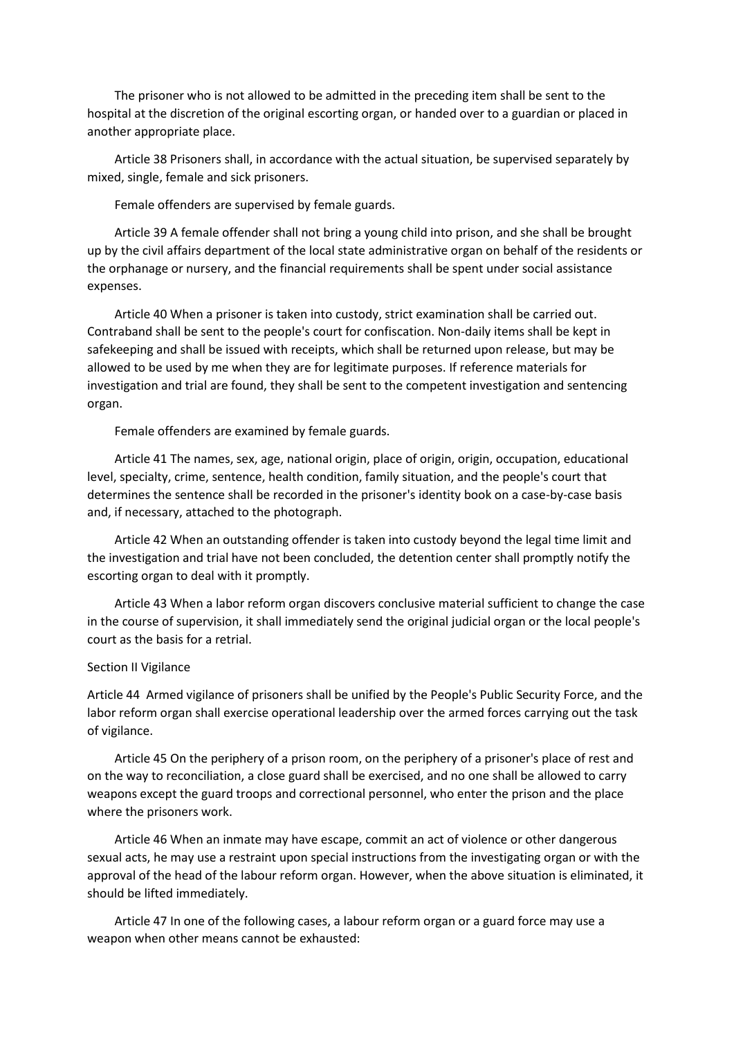The prisoner who is not allowed to be admitted in the preceding item shall be sent to the hospital at the discretion of the original escorting organ, or handed over to a guardian or placed in another appropriate place.

Article 38 Prisoners shall, in accordance with the actual situation, be supervised separately by mixed, single, female and sick prisoners.

Female offenders are supervised by female guards.

Article 39 A female offender shall not bring a young child into prison, and she shall be brought up by the civil affairs department of the local state administrative organ on behalf of the residents or the orphanage or nursery, and the financial requirements shall be spent under social assistance expenses.

Article 40 When a prisoner is taken into custody, strict examination shall be carried out. Contraband shall be sent to the people's court for confiscation. Non-daily items shall be kept in safekeeping and shall be issued with receipts, which shall be returned upon release, but may be allowed to be used by me when they are for legitimate purposes. If reference materials for investigation and trial are found, they shall be sent to the competent investigation and sentencing organ.

Female offenders are examined by female guards.

Article 41 The names, sex, age, national origin, place of origin, origin, occupation, educational level, specialty, crime, sentence, health condition, family situation, and the people's court that determines the sentence shall be recorded in the prisoner's identity book on a case-by-case basis and, if necessary, attached to the photograph.

Article 42 When an outstanding offender is taken into custody beyond the legal time limit and the investigation and trial have not been concluded, the detention center shall promptly notify the escorting organ to deal with it promptly.

Article 43 When a labor reform organ discovers conclusive material sufficient to change the case in the course of supervision, it shall immediately send the original judicial organ or the local people's court as the basis for a retrial.

Section II Vigilance

Article 44 Armed vigilance of prisoners shall be unified by the People's Public Security Force, and the labor reform organ shall exercise operational leadership over the armed forces carrying out the task of vigilance.

Article 45 On the periphery of a prison room, on the periphery of a prisoner's place of rest and on the way to reconciliation, a close guard shall be exercised, and no one shall be allowed to carry weapons except the guard troops and correctional personnel, who enter the prison and the place where the prisoners work.

Article 46 When an inmate may have escape, commit an act of violence or other dangerous sexual acts, he may use a restraint upon special instructions from the investigating organ or with the approval of the head of the labour reform organ. However, when the above situation is eliminated, it should be lifted immediately.

Article 47 In one of the following cases, a labour reform organ or a guard force may use a weapon when other means cannot be exhausted: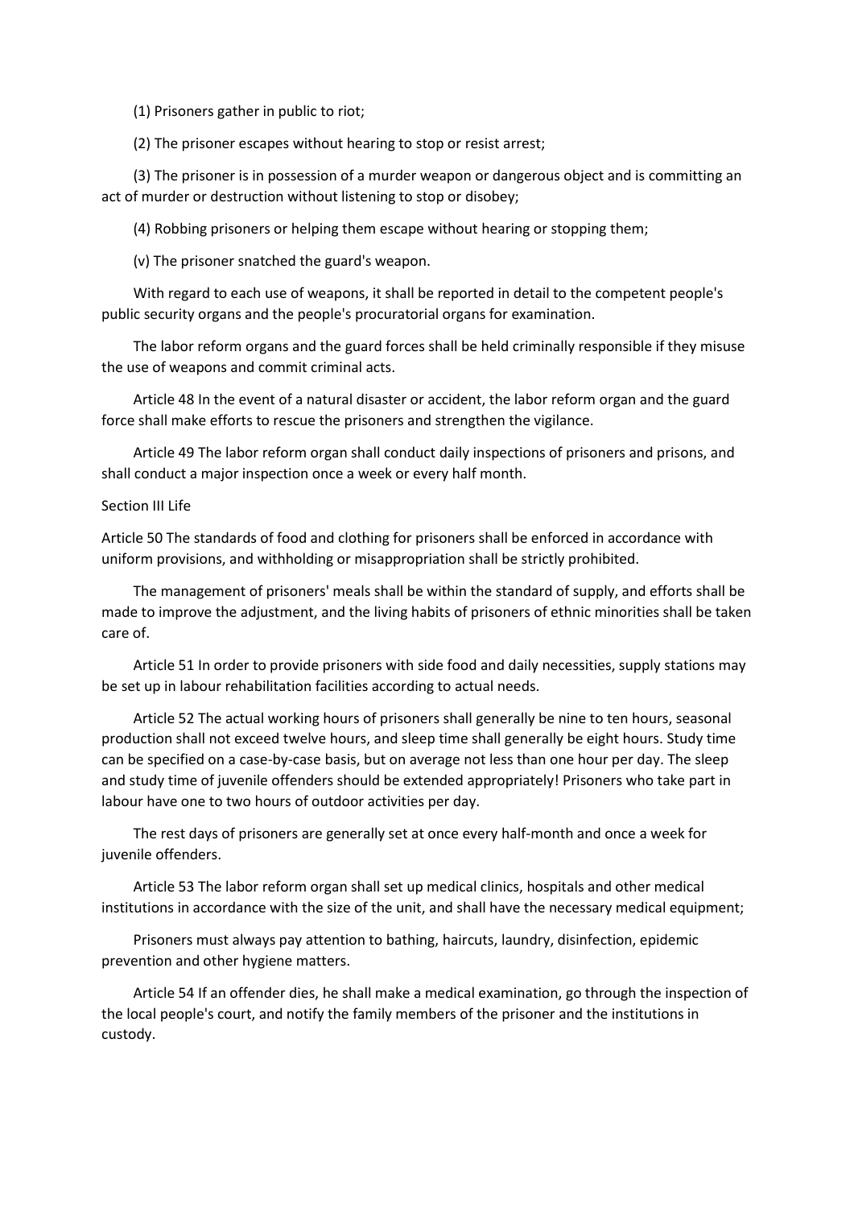(1) Prisoners gather in public to riot;

(2) The prisoner escapes without hearing to stop or resist arrest;

(3) The prisoner is in possession of a murder weapon or dangerous object and is committing an act of murder or destruction without listening to stop or disobey;

(4) Robbing prisoners or helping them escape without hearing or stopping them;

(v) The prisoner snatched the guard's weapon.

With regard to each use of weapons, it shall be reported in detail to the competent people's public security organs and the people's procuratorial organs for examination.

The labor reform organs and the guard forces shall be held criminally responsible if they misuse the use of weapons and commit criminal acts.

Article 48 In the event of a natural disaster or accident, the labor reform organ and the guard force shall make efforts to rescue the prisoners and strengthen the vigilance.

Article 49 The labor reform organ shall conduct daily inspections of prisoners and prisons, and shall conduct a major inspection once a week or every half month.

Section III Life

Article 50 The standards of food and clothing for prisoners shall be enforced in accordance with uniform provisions, and withholding or misappropriation shall be strictly prohibited.

The management of prisoners' meals shall be within the standard of supply, and efforts shall be made to improve the adjustment, and the living habits of prisoners of ethnic minorities shall be taken care of.

Article 51 In order to provide prisoners with side food and daily necessities, supply stations may be set up in labour rehabilitation facilities according to actual needs.

Article 52 The actual working hours of prisoners shall generally be nine to ten hours, seasonal production shall not exceed twelve hours, and sleep time shall generally be eight hours. Study time can be specified on a case-by-case basis, but on average not less than one hour per day. The sleep and study time of juvenile offenders should be extended appropriately! Prisoners who take part in labour have one to two hours of outdoor activities per day.

The rest days of prisoners are generally set at once every half-month and once a week for juvenile offenders.

Article 53 The labor reform organ shall set up medical clinics, hospitals and other medical institutions in accordance with the size of the unit, and shall have the necessary medical equipment;

Prisoners must always pay attention to bathing, haircuts, laundry, disinfection, epidemic prevention and other hygiene matters.

Article 54 If an offender dies, he shall make a medical examination, go through the inspection of the local people's court, and notify the family members of the prisoner and the institutions in custody.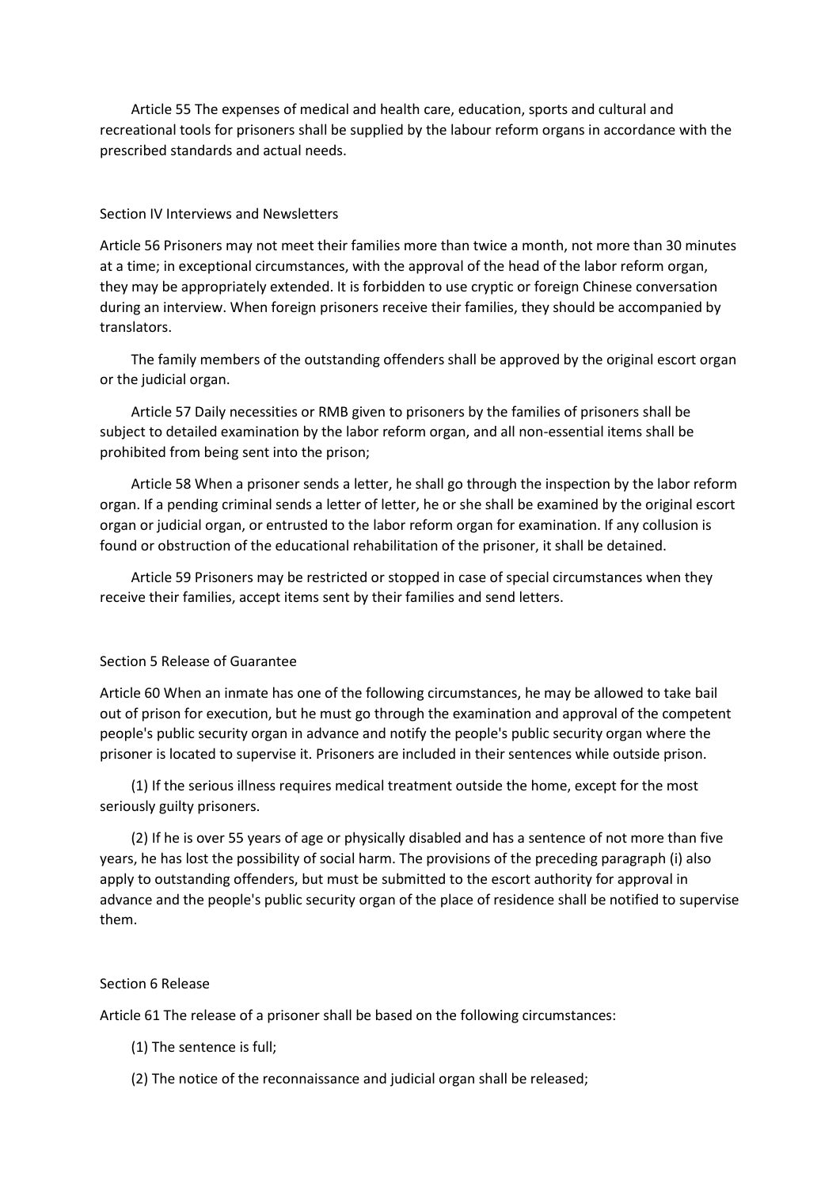Article 55 The expenses of medical and health care, education, sports and cultural and recreational tools for prisoners shall be supplied by the labour reform organs in accordance with the prescribed standards and actual needs.

## Section IV Interviews and Newsletters

Article 56 Prisoners may not meet their families more than twice a month, not more than 30 minutes at a time; in exceptional circumstances, with the approval of the head of the labor reform organ, they may be appropriately extended. It is forbidden to use cryptic or foreign Chinese conversation during an interview. When foreign prisoners receive their families, they should be accompanied by translators.

The family members of the outstanding offenders shall be approved by the original escort organ or the judicial organ.

Article 57 Daily necessities or RMB given to prisoners by the families of prisoners shall be subject to detailed examination by the labor reform organ, and all non-essential items shall be prohibited from being sent into the prison;

Article 58 When a prisoner sends a letter, he shall go through the inspection by the labor reform organ. If a pending criminal sends a letter of letter, he or she shall be examined by the original escort organ or judicial organ, or entrusted to the labor reform organ for examination. If any collusion is found or obstruction of the educational rehabilitation of the prisoner, it shall be detained.

Article 59 Prisoners may be restricted or stopped in case of special circumstances when they receive their families, accept items sent by their families and send letters.

## Section 5 Release of Guarantee

Article 60 When an inmate has one of the following circumstances, he may be allowed to take bail out of prison for execution, but he must go through the examination and approval of the competent people's public security organ in advance and notify the people's public security organ where the prisoner is located to supervise it. Prisoners are included in their sentences while outside prison.

(1) If the serious illness requires medical treatment outside the home, except for the most seriously guilty prisoners.

(2) If he is over 55 years of age or physically disabled and has a sentence of not more than five years, he has lost the possibility of social harm. The provisions of the preceding paragraph (i) also apply to outstanding offenders, but must be submitted to the escort authority for approval in advance and the people's public security organ of the place of residence shall be notified to supervise them.

## Section 6 Release

Article 61 The release of a prisoner shall be based on the following circumstances:

(1) The sentence is full;

(2) The notice of the reconnaissance and judicial organ shall be released;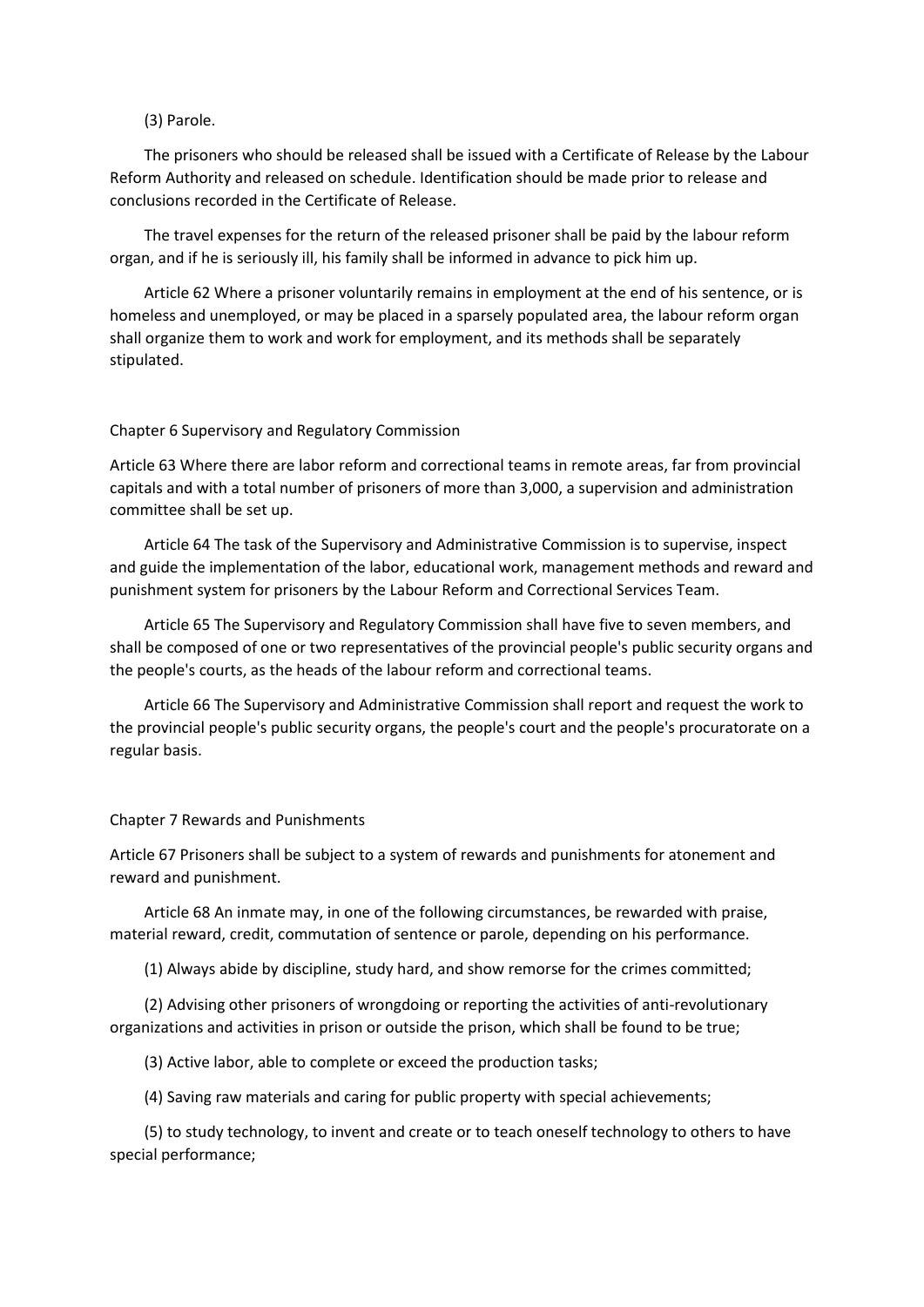(3) Parole.

The prisoners who should be released shall be issued with a Certificate of Release by the Labour Reform Authority and released on schedule. Identification should be made prior to release and conclusions recorded in the Certificate of Release.

The travel expenses for the return of the released prisoner shall be paid by the labour reform organ, and if he is seriously ill, his family shall be informed in advance to pick him up.

Article 62 Where a prisoner voluntarily remains in employment at the end of his sentence, or is homeless and unemployed, or may be placed in a sparsely populated area, the labour reform organ shall organize them to work and work for employment, and its methods shall be separately stipulated.

## Chapter 6 Supervisory and Regulatory Commission

Article 63 Where there are labor reform and correctional teams in remote areas, far from provincial capitals and with a total number of prisoners of more than 3,000, a supervision and administration committee shall be set up.

Article 64 The task of the Supervisory and Administrative Commission is to supervise, inspect and guide the implementation of the labor, educational work, management methods and reward and punishment system for prisoners by the Labour Reform and Correctional Services Team.

Article 65 The Supervisory and Regulatory Commission shall have five to seven members, and shall be composed of one or two representatives of the provincial people's public security organs and the people's courts, as the heads of the labour reform and correctional teams.

Article 66 The Supervisory and Administrative Commission shall report and request the work to the provincial people's public security organs, the people's court and the people's procuratorate on a regular basis.

## Chapter 7 Rewards and Punishments

Article 67 Prisoners shall be subject to a system of rewards and punishments for atonement and reward and punishment.

Article 68 An inmate may, in one of the following circumstances, be rewarded with praise, material reward, credit, commutation of sentence or parole, depending on his performance.

(1) Always abide by discipline, study hard, and show remorse for the crimes committed;

(2) Advising other prisoners of wrongdoing or reporting the activities of anti-revolutionary organizations and activities in prison or outside the prison, which shall be found to be true;

(3) Active labor, able to complete or exceed the production tasks;

(4) Saving raw materials and caring for public property with special achievements;

(5) to study technology, to invent and create or to teach oneself technology to others to have special performance;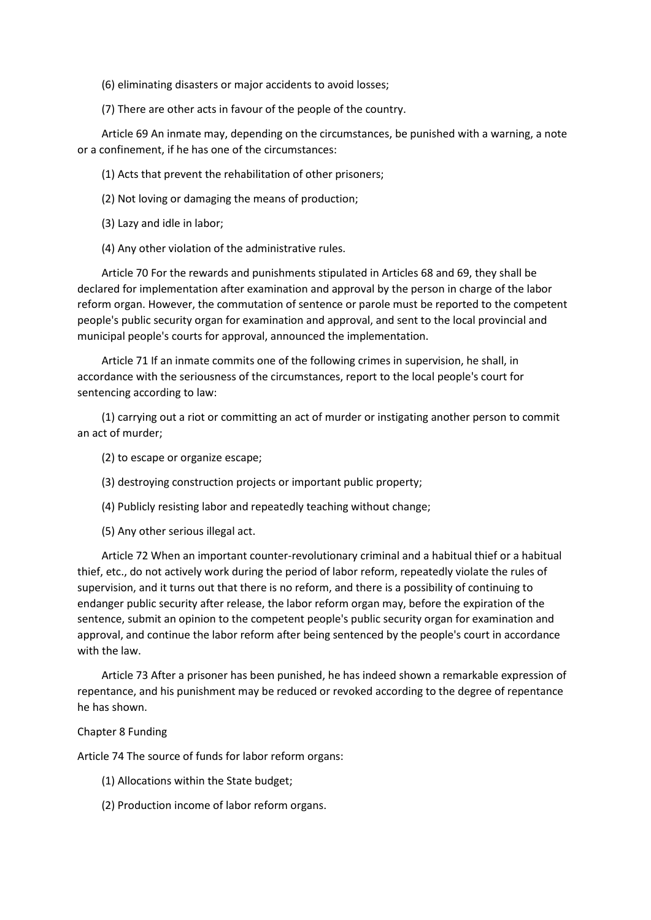(6) eliminating disasters or major accidents to avoid losses;

(7) There are other acts in favour of the people of the country.

Article 69 An inmate may, depending on the circumstances, be punished with a warning, a note or a confinement, if he has one of the circumstances:

(1) Acts that prevent the rehabilitation of other prisoners;

(2) Not loving or damaging the means of production;

(3) Lazy and idle in labor;

(4) Any other violation of the administrative rules.

Article 70 For the rewards and punishments stipulated in Articles 68 and 69, they shall be declared for implementation after examination and approval by the person in charge of the labor reform organ. However, the commutation of sentence or parole must be reported to the competent people's public security organ for examination and approval, and sent to the local provincial and municipal people's courts for approval, announced the implementation.

Article 71 If an inmate commits one of the following crimes in supervision, he shall, in accordance with the seriousness of the circumstances, report to the local people's court for sentencing according to law:

(1) carrying out a riot or committing an act of murder or instigating another person to commit an act of murder;

(2) to escape or organize escape;

(3) destroying construction projects or important public property;

(4) Publicly resisting labor and repeatedly teaching without change;

(5) Any other serious illegal act.

Article 72 When an important counter-revolutionary criminal and a habitual thief or a habitual thief, etc., do not actively work during the period of labor reform, repeatedly violate the rules of supervision, and it turns out that there is no reform, and there is a possibility of continuing to endanger public security after release, the labor reform organ may, before the expiration of the sentence, submit an opinion to the competent people's public security organ for examination and approval, and continue the labor reform after being sentenced by the people's court in accordance with the law.

Article 73 After a prisoner has been punished, he has indeed shown a remarkable expression of repentance, and his punishment may be reduced or revoked according to the degree of repentance he has shown.

Chapter 8 Funding

Article 74 The source of funds for labor reform organs:

(1) Allocations within the State budget;

(2) Production income of labor reform organs.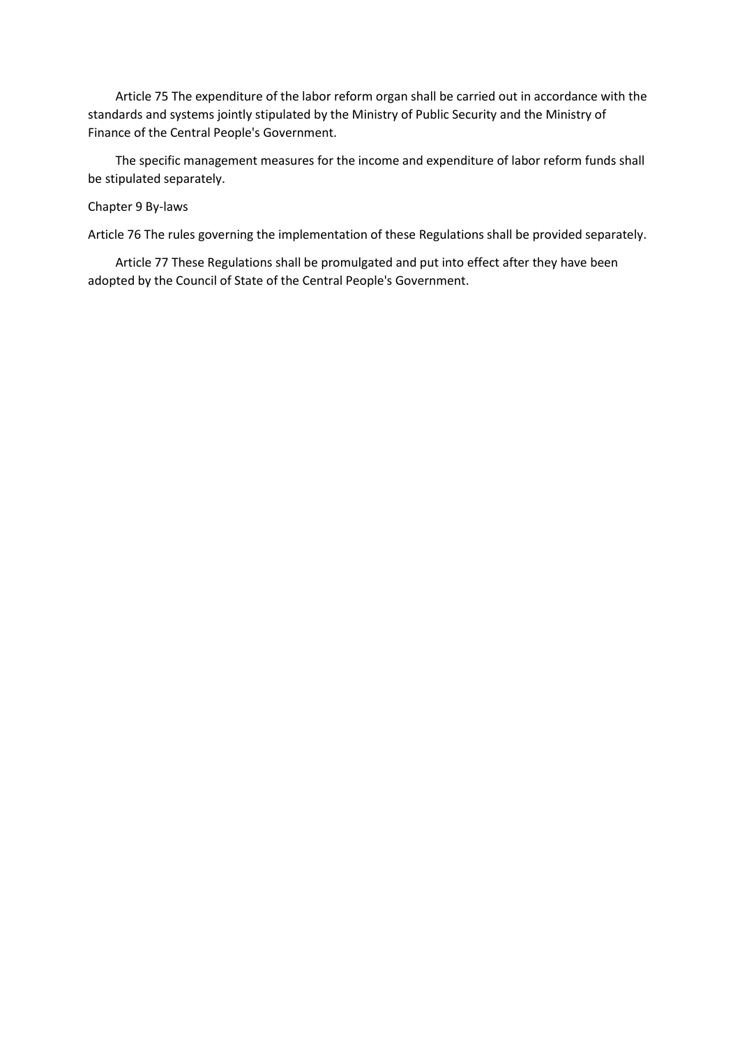Article 75 The expenditure of the labor reform organ shall be carried out in accordance with the standards and systems jointly stipulated by the Ministry of Public Security and the Ministry of Finance of the Central People's Government.

The specific management measures for the income and expenditure of labor reform funds shall be stipulated separately.

## Chapter 9 By-laws

Article 76 The rules governing the implementation of these Regulations shall be provided separately.

Article 77 These Regulations shall be promulgated and put into effect after they have been adopted by the Council of State of the Central People's Government.